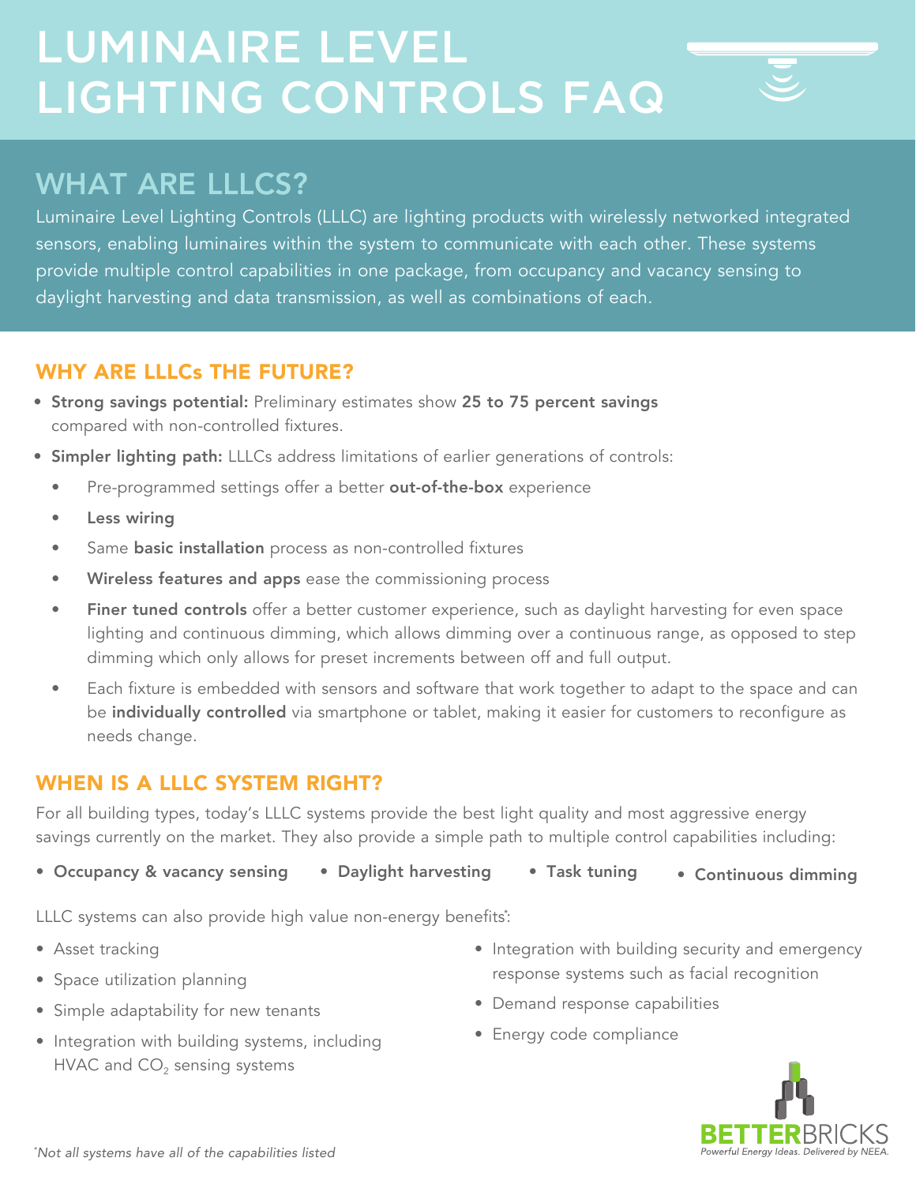# LUMINAIRE LEVEL LIGHTING CONTROLS FAQ

## WHAT ARE LLLCS?

Luminaire Level Lighting Controls (LLLC) are lighting products with wirelessly networked integrated sensors, enabling luminaires within the system to communicate with each other. These systems provide multiple control capabilities in one package, from occupancy and vacancy sensing to daylight harvesting and data transmission, as well as combinations of each.

### WHY ARE LLLCs THE FUTURE?

- **Strong savings potential:** Preliminary estimates show **25 to 75 percent savings** compared with non-controlled fixtures.
- **Simpler lighting path:** LLLCs address limitations of earlier generations of controls:
  - Pre-programmed settings offer a better **out-of-the-box** experience
  - **Less wiring**
  - Same **basic installation** process as non-controlled fixtures
  - **Wireless features and apps** ease the commissioning process
  - **Finer tuned controls** offer a better customer experience, such as daylight harvesting for even space lighting and continuous dimming, which allows dimming over a continuous range, as opposed to step dimming which only allows for preset increments between off and full output.
  - Each fixture is embedded with sensors and software that work together to adapt to the space and can be **individually controlled** via smartphone or tablet, making it easier for customers to reconfigure as needs change.

### WHEN IS A LLLC SYSTEM RIGHT?

For all building types, today's LLLC systems provide the best light quality and most aggressive energy savings currently on the market. They also provide a simple path to multiple control capabilities including:

- **Occupancy & vacancy sensing**
- **Daylight harvesting**
- **Task tuning**
- **Continuous dimming**

LLLC systems can also provide high value non-energy benefits*:

- Asset tracking
- Space utilization planning
- Simple adaptability for new tenants
- Integration with building systems, including HVAC and $CO_2$ sensing systems
- Integration with building security and emergency response systems such as facial recognition
- Demand response capabilities
- Energy code compliance

*\*Not all systems have all of the capabilities listed*

BETTERBRICKS
*Powerful Energy Ideas. Delivered by NEEA.*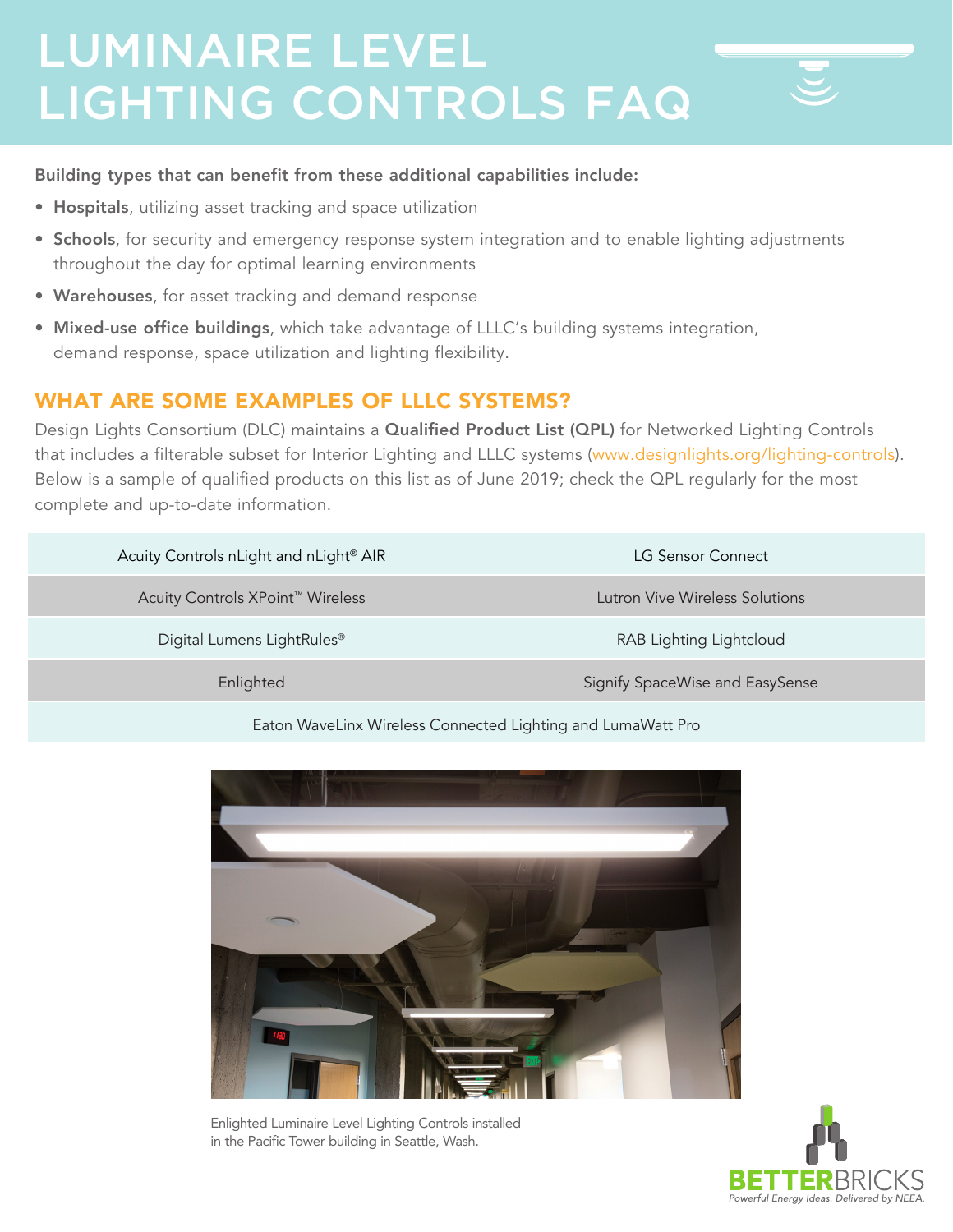# LUMINAIRE LEVEL LIGHTING CONTROLS FAQ

**Building types that can benefit from these additional capabilities include:**

- **Hospitals**, utilizing asset tracking and space utilization
- **Schools**, for security and emergency response system integration and to enable lighting adjustments throughout the day for optimal learning environments
- **Warehouses**, for asset tracking and demand response
- **Mixed-use office buildings**, which take advantage of LLLC's building systems integration, demand response, space utilization and lighting flexibility.

## WHAT ARE SOME EXAMPLES OF LLLC SYSTEMS?

Design Lights Consortium (DLC) maintains a **Qualified Product List (QPL)** for Networked Lighting Controls that includes a filterable subset for Interior Lighting and LLLC systems (www.designlights.org/lighting-controls). Below is a sample of qualified products on this list as of June 2019; check the QPL regularly for the most complete and up-to-date information.

| | |
|---|---|
| Acuity Controls nLight and nLight® AIR | LG Sensor Connect |
| Acuity Controls XPoint™ Wireless | Lutron Vive Wireless Solutions |
| Digital Lumens LightRules® | RAB Lighting Lightcloud |
| Enlighted | Signify SpaceWise and EasySense |
| Eaton WaveLinx Wireless Connected Lighting and LumaWatt Pro | |

Enlighted Luminaire Level Lighting Controls installed in the Pacific Tower building in Seattle, Wash.

BETTERBRICKS
*Powerful Energy Ideas. Delivered by NEEA.*